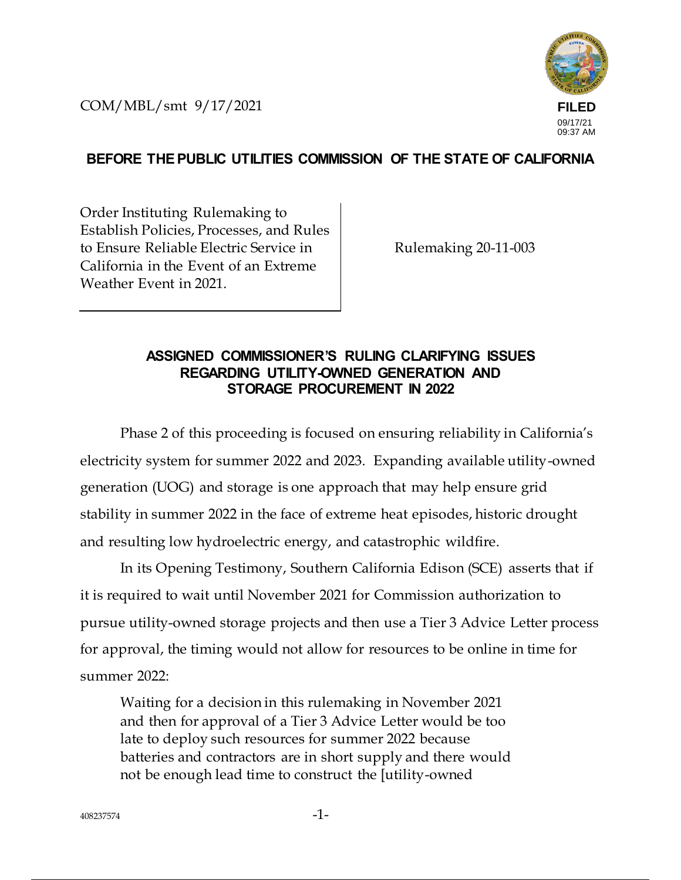COM/MBL/smt 9/17/2021

**FILED**
09/17/21
09:37 AM

**BEFORE THE PUBLIC UTILITIES COMMISSION OF THE STATE OF CALIFORNIA**

| | |
|---|---|
| Order Instituting Rulemaking to Establish Policies, Processes, and Rules to Ensure Reliable Electric Service in California in the Event of an Extreme Weather Event in 2021. | Rulemaking 20-11-003 |

## ASSIGNED COMMISSIONER'S RULING CLARIFYING ISSUES REGARDING UTILITY-OWNED GENERATION AND STORAGE PROCUREMENT IN 2022

Phase 2 of this proceeding is focused on ensuring reliability in California's electricity system for summer 2022 and 2023. Expanding available utility-owned generation (UOG) and storage is one approach that may help ensure grid stability in summer 2022 in the face of extreme heat episodes, historic drought and resulting low hydroelectric energy, and catastrophic wildfire.

In its Opening Testimony, Southern California Edison (SCE) asserts that if it is required to wait until November 2021 for Commission authorization to pursue utility-owned storage projects and then use a Tier 3 Advice Letter process for approval, the timing would not allow for resources to be online in time for summer 2022:

> Waiting for a decision in this rulemaking in November 2021 and then for approval of a Tier 3 Advice Letter would be too late to deploy such resources for summer 2022 because batteries and contractors are in short supply and there would not be enough lead time to construct the [utility-owned

408237574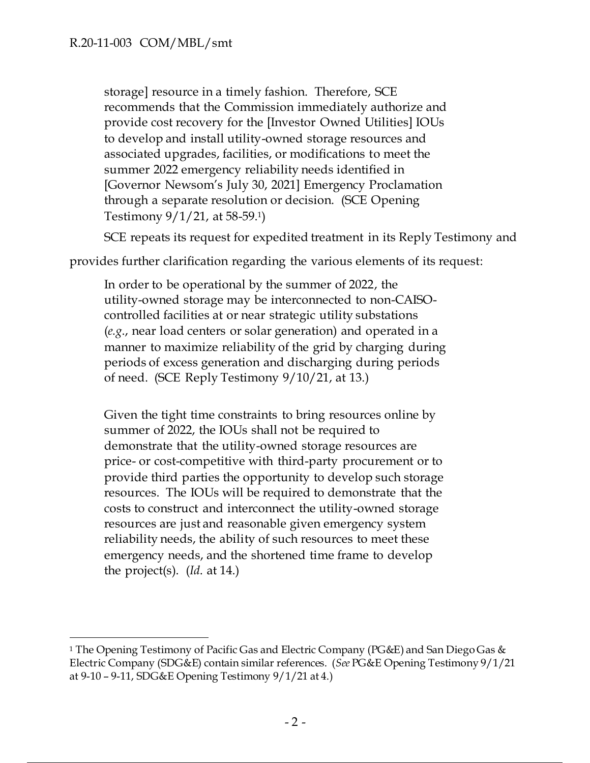> storage] resource in a timely fashion. Therefore, SCE recommends that the Commission immediately authorize and provide cost recovery for the [Investor Owned Utilities] IOUs to develop and install utility-owned storage resources and associated upgrades, facilities, or modifications to meet the summer 2022 emergency reliability needs identified in [Governor Newsom's July 30, 2021] Emergency Proclamation through a separate resolution or decision. (SCE Opening Testimony 9/1/21, at 58-59.[1])

SCE repeats its request for expedited treatment in its Reply Testimony and provides further clarification regarding the various elements of its request:

> In order to be operational by the summer of 2022, the utility-owned storage may be interconnected to non-CAISO-controlled facilities at or near strategic utility substations (*e.g*., near load centers or solar generation) and operated in a manner to maximize reliability of the grid by charging during periods of excess generation and discharging during periods of need. (SCE Reply Testimony 9/10/21, at 13.)

> Given the tight time constraints to bring resources online by summer of 2022, the IOUs shall not be required to demonstrate that the utility-owned storage resources are price- or cost-competitive with third-party procurement or to provide third parties the opportunity to develop such storage resources. The IOUs will be required to demonstrate that the costs to construct and interconnect the utility-owned storage resources are just and reasonable given emergency system reliability needs, the ability of such resources to meet these emergency needs, and the shortened time frame to develop the project(s). (*Id*. at 14.)

---

[1] The Opening Testimony of Pacific Gas and Electric Company (PG&E) and San Diego Gas & Electric Company (SDG&E) contain similar references. (*See* PG&E Opening Testimony 9/1/21 at 9-10 – 9-11, SDG&E Opening Testimony 9/1/21 at 4.)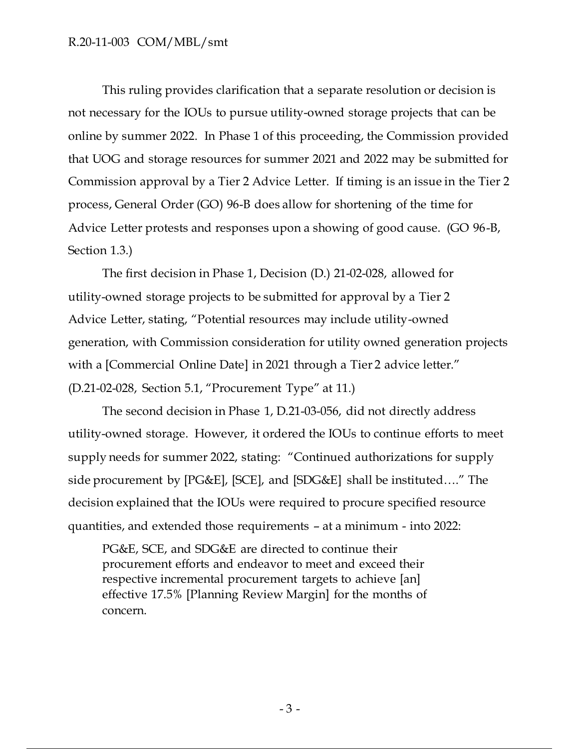This ruling provides clarification that a separate resolution or decision is not necessary for the IOUs to pursue utility-owned storage projects that can be online by summer 2022. In Phase 1 of this proceeding, the Commission provided that UOG and storage resources for summer 2021 and 2022 may be submitted for Commission approval by a Tier 2 Advice Letter. If timing is an issue in the Tier 2 process, General Order (GO) 96-B does allow for shortening of the time for Advice Letter protests and responses upon a showing of good cause. (GO 96-B, Section 1.3.)

The first decision in Phase 1, Decision (D.) 21-02-028, allowed for utility-owned storage projects to be submitted for approval by a Tier 2 Advice Letter, stating, "Potential resources may include utility-owned generation, with Commission consideration for utility owned generation projects with a [Commercial Online Date] in 2021 through a Tier 2 advice letter." (D.21-02-028, Section 5.1, "Procurement Type" at 11.)

The second decision in Phase 1, D.21-03-056, did not directly address utility-owned storage. However, it ordered the IOUs to continue efforts to meet supply needs for summer 2022, stating: "Continued authorizations for supply side procurement by [PG&E], [SCE], and [SDG&E] shall be instituted…." The decision explained that the IOUs were required to procure specified resource quantities, and extended those requirements – at a minimum - into 2022:

> PG&E, SCE, and SDG&E are directed to continue their procurement efforts and endeavor to meet and exceed their respective incremental procurement targets to achieve [an] effective 17.5% [Planning Review Margin] for the months of concern.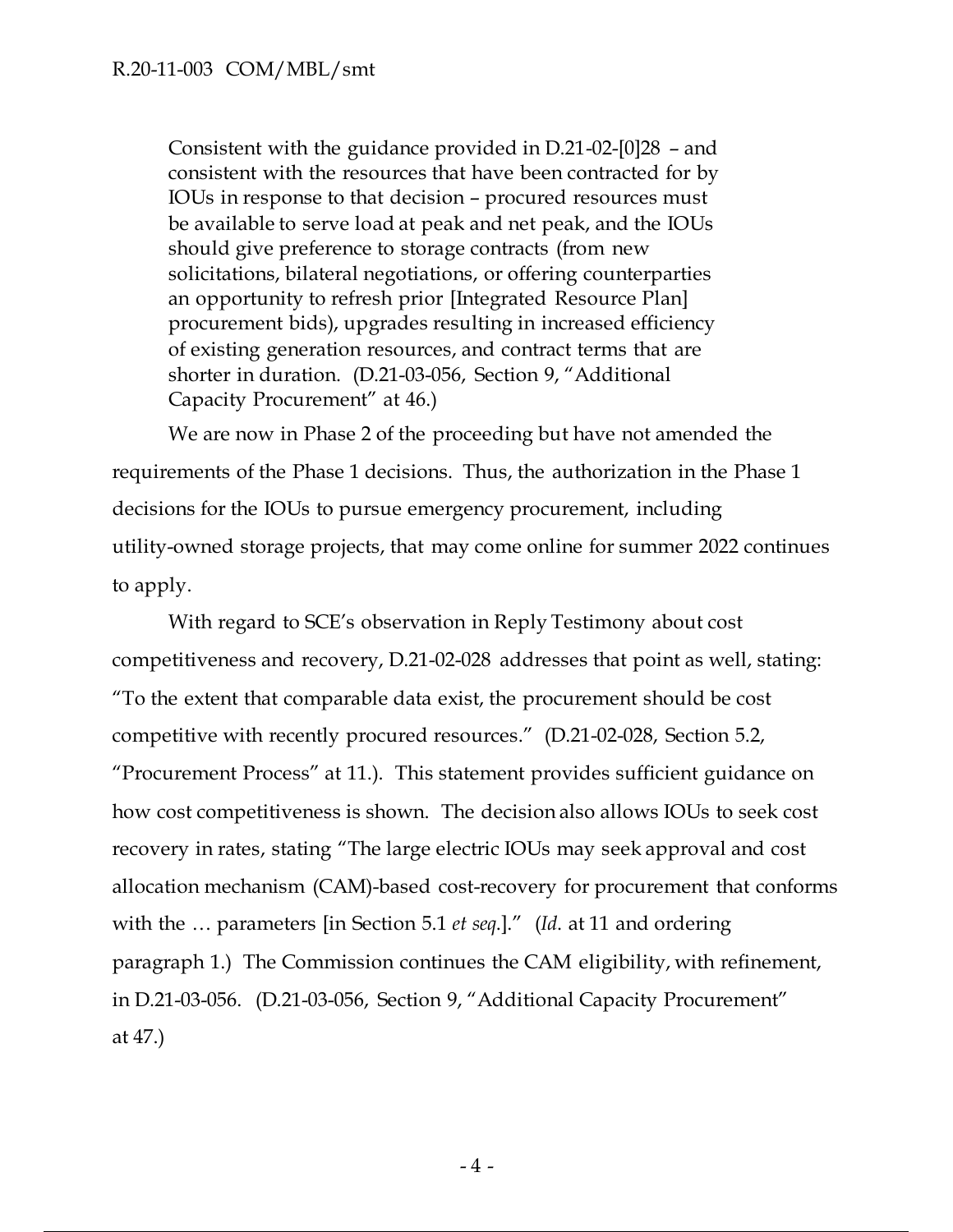> Consistent with the guidance provided in D.21-02-[0]28 – and consistent with the resources that have been contracted for by IOUs in response to that decision – procured resources must be available to serve load at peak and net peak, and the IOUs should give preference to storage contracts (from new solicitations, bilateral negotiations, or offering counterparties an opportunity to refresh prior [Integrated Resource Plan] procurement bids), upgrades resulting in increased efficiency of existing generation resources, and contract terms that are shorter in duration. (D.21-03-056, Section 9, "Additional Capacity Procurement" at 46.)

We are now in Phase 2 of the proceeding but have not amended the requirements of the Phase 1 decisions. Thus, the authorization in the Phase 1 decisions for the IOUs to pursue emergency procurement, including utility-owned storage projects, that may come online for summer 2022 continues to apply.

With regard to SCE's observation in Reply Testimony about cost competitiveness and recovery, D.21-02-028 addresses that point as well, stating: "To the extent that comparable data exist, the procurement should be cost competitive with recently procured resources." (D.21-02-028, Section 5.2, "Procurement Process" at 11.). This statement provides sufficient guidance on how cost competitiveness is shown. The decision also allows IOUs to seek cost recovery in rates, stating "The large electric IOUs may seek approval and cost allocation mechanism (CAM)-based cost-recovery for procurement that conforms with the … parameters [in Section 5.1 *et seq*.]." (*Id.* at 11 and ordering paragraph 1.) The Commission continues the CAM eligibility, with refinement, in D.21-03-056. (D.21-03-056, Section 9, "Additional Capacity Procurement" at 47.)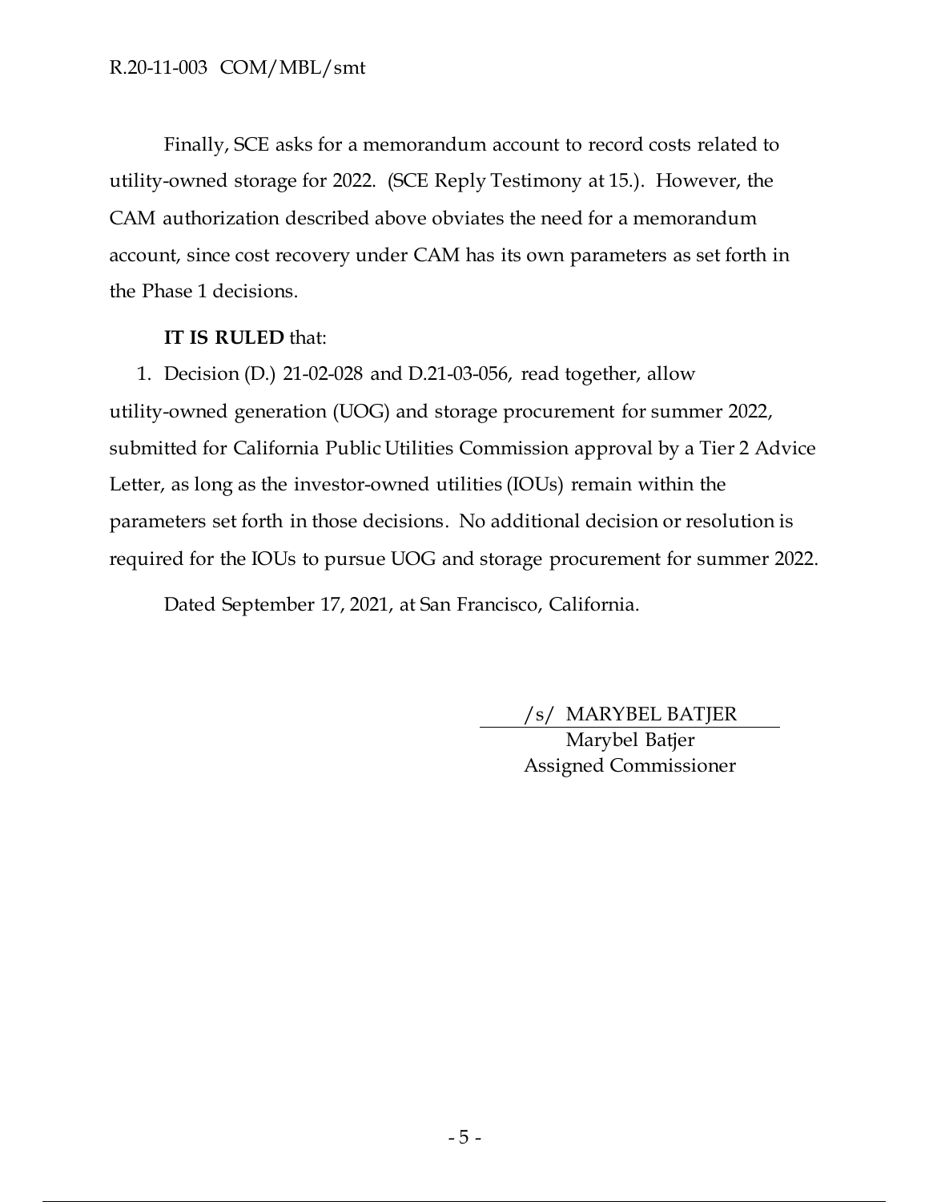Finally, SCE asks for a memorandum account to record costs related to utility-owned storage for 2022. (SCE Reply Testimony at 15.). However, the CAM authorization described above obviates the need for a memorandum account, since cost recovery under CAM has its own parameters as set forth in the Phase 1 decisions.

**IT IS RULED** that:

1. Decision (D.) 21-02-028 and D.21-03-056, read together, allow utility-owned generation (UOG) and storage procurement for summer 2022, submitted for California Public Utilities Commission approval by a Tier 2 Advice Letter, as long as the investor-owned utilities (IOUs) remain within the parameters set forth in those decisions. No additional decision or resolution is required for the IOUs to pursue UOG and storage procurement for summer 2022.

Dated September 17, 2021, at San Francisco, California.

/s/ MARYBEL BATJER
Marybel Batjer
Assigned Commissioner